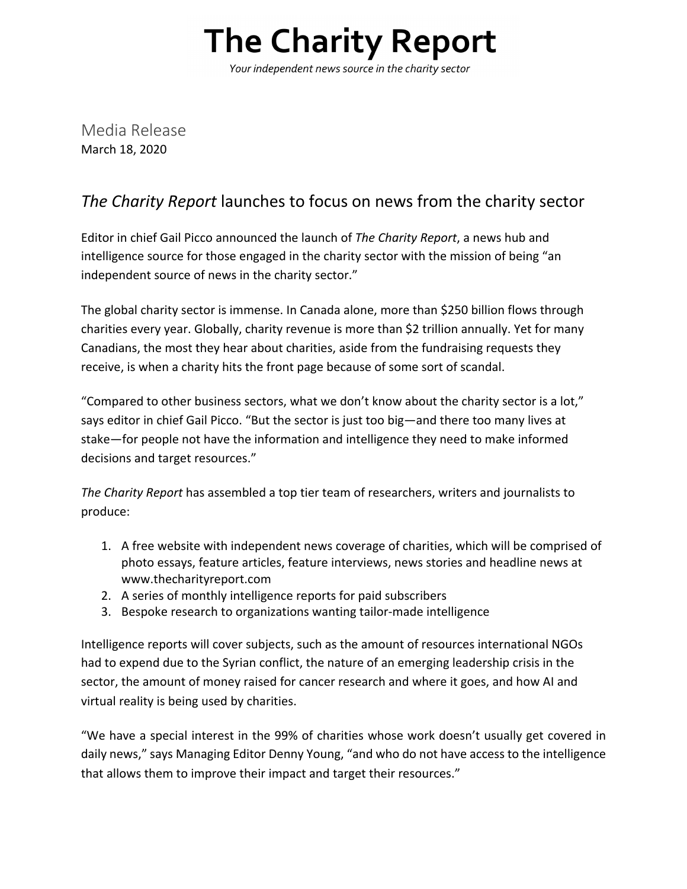# The Charity Report

*Your independent news source in the charity sector*

Media Release
March 18, 2020

## *The Charity Report* launches to focus on news from the charity sector

Editor in chief Gail Picco announced the launch of *The Charity Report*, a news hub and intelligence source for those engaged in the charity sector with the mission of being "an independent source of news in the charity sector."

The global charity sector is immense. In Canada alone, more than $250 billion flows through charities every year. Globally, charity revenue is more than $2 trillion annually. Yet for many Canadians, the most they hear about charities, aside from the fundraising requests they receive, is when a charity hits the front page because of some sort of scandal.

"Compared to other business sectors, what we don't know about the charity sector is a lot," says editor in chief Gail Picco. "But the sector is just too big—and there too many lives at stake—for people not have the information and intelligence they need to make informed decisions and target resources."

*The Charity Report* has assembled a top tier team of researchers, writers and journalists to produce:

1. A free website with independent news coverage of charities, which will be comprised of photo essays, feature articles, feature interviews, news stories and headline news at www.thecharityreport.com
2. A series of monthly intelligence reports for paid subscribers
3. Bespoke research to organizations wanting tailor-made intelligence

Intelligence reports will cover subjects, such as the amount of resources international NGOs had to expend due to the Syrian conflict, the nature of an emerging leadership crisis in the sector, the amount of money raised for cancer research and where it goes, and how AI and virtual reality is being used by charities.

"We have a special interest in the 99% of charities whose work doesn't usually get covered in daily news," says Managing Editor Denny Young, "and who do not have access to the intelligence that allows them to improve their impact and target their resources."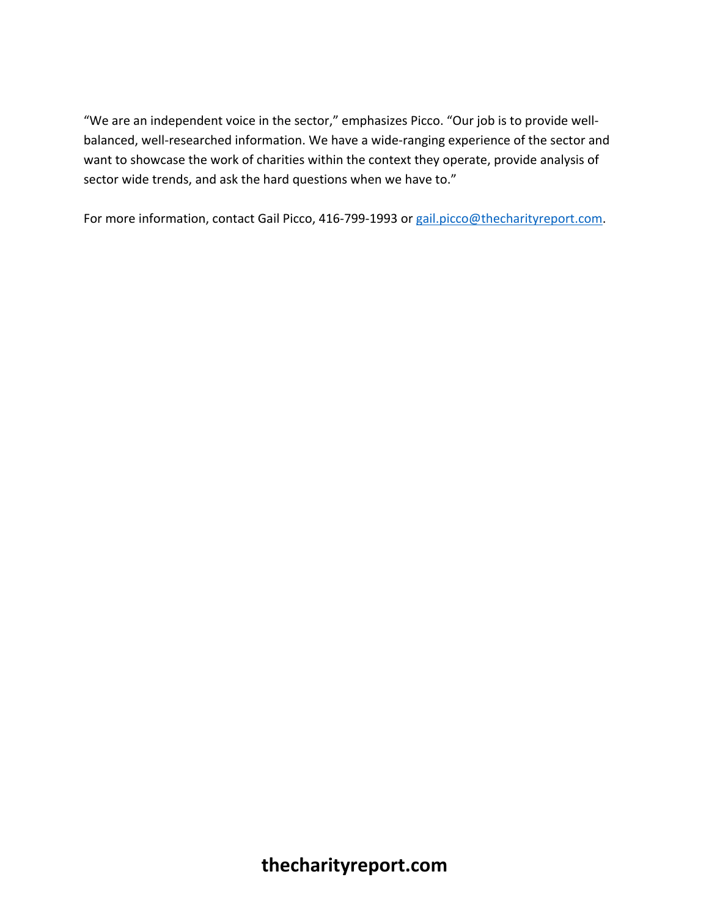"We are an independent voice in the sector," emphasizes Picco. "Our job is to provide well-balanced, well-researched information. We have a wide-ranging experience of the sector and want to showcase the work of charities within the context they operate, provide analysis of sector wide trends, and ask the hard questions when we have to."

For more information, contact Gail Picco, 416-799-1993 or gail.picco@thecharityreport.com.

**thecharityreport.com**